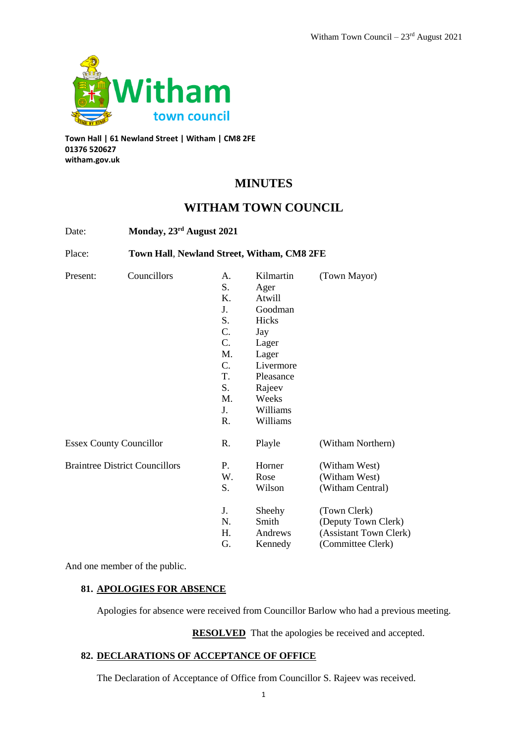**Town Hall | 61 Newland Street | Witham | CM8 2FE**
**01376 520627**
**witham.gov.uk**

# MINUTES

# WITHAM TOWN COUNCIL

Date: **Monday, 23rd August 2021**

Place: **Town Hall, Newland Street, Witham, CM8 2FE**

| Present: | Councillors | | | |
|---|---|---|---|---|
| | | A. | Kilmartin | (Town Mayor) |
| | | S. | Ager | |
| | | K. | Atwill | |
| | | J. | Goodman | |
| | | S. | Hicks | |
| | | C. | Jay | |
| | | C. | Lager | |
| | | M. | Lager | |
| | | C. | Livermore | |
| | | T. | Pleasance | |
| | | S. | Rajeev | |
| | | M. | Weeks | |
| | | J. | Williams | |
| | | R. | Williams | |
| Essex County Councillor | | R. | Playle | (Witham Northern) |
| Braintree District Councillors | | P. | Horner | (Witham West) |
| | | W. | Rose | (Witham West) |
| | | S. | Wilson | (Witham Central) |
| | | J. | Sheehy | (Town Clerk) |
| | | N. | Smith | (Deputy Town Clerk) |
| | | H. | Andrews | (Assistant Town Clerk) |
| | | G. | Kennedy | (Committee Clerk) |

And one member of the public.

## 81. APOLOGIES FOR ABSENCE

Apologies for absence were received from Councillor Barlow who had a previous meeting.

**RESOLVED** That the apologies be received and accepted.

## 82. DECLARATIONS OF ACCEPTANCE OF OFFICE

The Declaration of Acceptance of Office from Councillor S. Rajeev was received.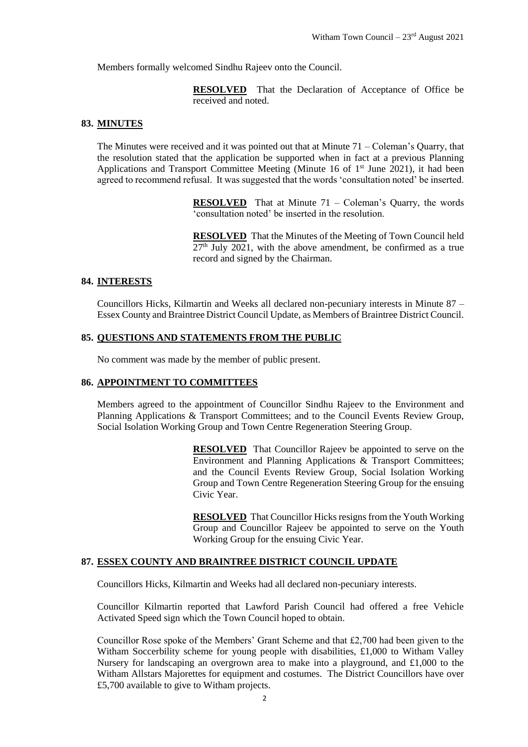Members formally welcomed Sindhu Rajeev onto the Council.

> **RESOLVED** That the Declaration of Acceptance of Office be received and noted.

## 83. MINUTES

The Minutes were received and it was pointed out that at Minute 71 – Coleman's Quarry, that the resolution stated that the application be supported when in fact at a previous Planning Applications and Transport Committee Meeting (Minute 16 of 1st June 2021), it had been agreed to recommend refusal. It was suggested that the words 'consultation noted' be inserted.

> **RESOLVED** That at Minute 71 – Coleman's Quarry, the words 'consultation noted' be inserted in the resolution.

> **RESOLVED** That the Minutes of the Meeting of Town Council held 27th July 2021, with the above amendment, be confirmed as a true record and signed by the Chairman.

## 84. INTERESTS

Councillors Hicks, Kilmartin and Weeks all declared non-pecuniary interests in Minute 87 – Essex County and Braintree District Council Update, as Members of Braintree District Council.

## 85. QUESTIONS AND STATEMENTS FROM THE PUBLIC

No comment was made by the member of public present.

## 86. APPOINTMENT TO COMMITTEES

Members agreed to the appointment of Councillor Sindhu Rajeev to the Environment and Planning Applications & Transport Committees; and to the Council Events Review Group, Social Isolation Working Group and Town Centre Regeneration Steering Group.

> **RESOLVED** That Councillor Rajeev be appointed to serve on the Environment and Planning Applications & Transport Committees; and the Council Events Review Group, Social Isolation Working Group and Town Centre Regeneration Steering Group for the ensuing Civic Year.

> **RESOLVED** That Councillor Hicks resigns from the Youth Working Group and Councillor Rajeev be appointed to serve on the Youth Working Group for the ensuing Civic Year.

## 87. ESSEX COUNTY AND BRAINTREE DISTRICT COUNCIL UPDATE

Councillors Hicks, Kilmartin and Weeks had all declared non-pecuniary interests.

Councillor Kilmartin reported that Lawford Parish Council had offered a free Vehicle Activated Speed sign which the Town Council hoped to obtain.

Councillor Rose spoke of the Members' Grant Scheme and that £2,700 had been given to the Witham Soccerbility scheme for young people with disabilities, £1,000 to Witham Valley Nursery for landscaping an overgrown area to make into a playground, and £1,000 to the Witham Allstars Majorettes for equipment and costumes. The District Councillors have over £5,700 available to give to Witham projects.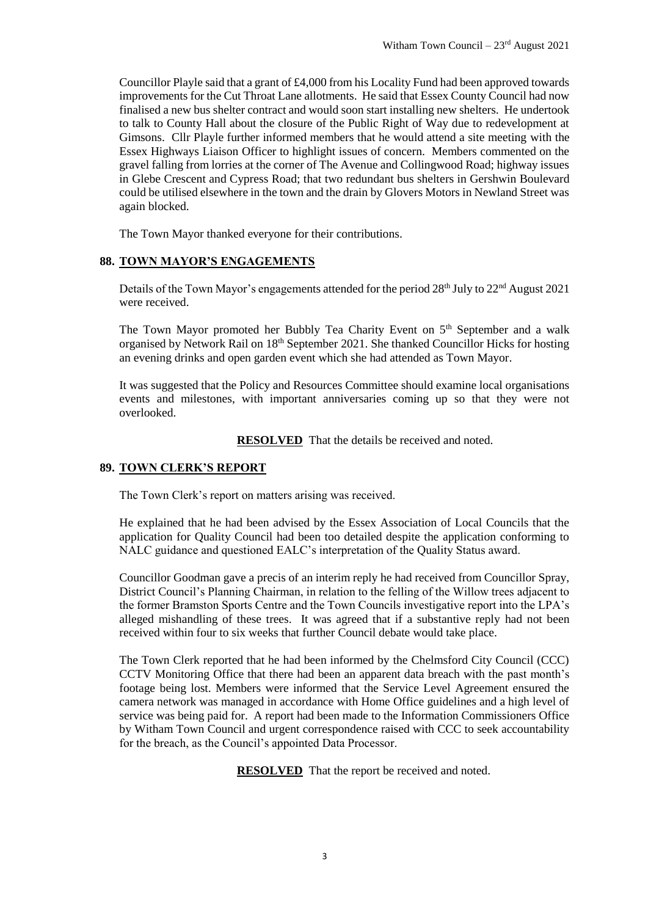Councillor Playle said that a grant of £4,000 from his Locality Fund had been approved towards improvements for the Cut Throat Lane allotments. He said that Essex County Council had now finalised a new bus shelter contract and would soon start installing new shelters. He undertook to talk to County Hall about the closure of the Public Right of Way due to redevelopment at Gimsons. Cllr Playle further informed members that he would attend a site meeting with the Essex Highways Liaison Officer to highlight issues of concern. Members commented on the gravel falling from lorries at the corner of The Avenue and Collingwood Road; highway issues in Glebe Crescent and Cypress Road; that two redundant bus shelters in Gershwin Boulevard could be utilised elsewhere in the town and the drain by Glovers Motors in Newland Street was again blocked.

The Town Mayor thanked everyone for their contributions.

## 88. TOWN MAYOR'S ENGAGEMENTS

Details of the Town Mayor's engagements attended for the period 28th July to 22nd August 2021 were received.

The Town Mayor promoted her Bubbly Tea Charity Event on 5th September and a walk organised by Network Rail on 18th September 2021. She thanked Councillor Hicks for hosting an evening drinks and open garden event which she had attended as Town Mayor.

It was suggested that the Policy and Resources Committee should examine local organisations events and milestones, with important anniversaries coming up so that they were not overlooked.

**RESOLVED** That the details be received and noted.

## 89. TOWN CLERK'S REPORT

The Town Clerk's report on matters arising was received.

He explained that he had been advised by the Essex Association of Local Councils that the application for Quality Council had been too detailed despite the application conforming to NALC guidance and questioned EALC's interpretation of the Quality Status award.

Councillor Goodman gave a precis of an interim reply he had received from Councillor Spray, District Council's Planning Chairman, in relation to the felling of the Willow trees adjacent to the former Bramston Sports Centre and the Town Councils investigative report into the LPA's alleged mishandling of these trees. It was agreed that if a substantive reply had not been received within four to six weeks that further Council debate would take place.

The Town Clerk reported that he had been informed by the Chelmsford City Council (CCC) CCTV Monitoring Office that there had been an apparent data breach with the past month's footage being lost. Members were informed that the Service Level Agreement ensured the camera network was managed in accordance with Home Office guidelines and a high level of service was being paid for. A report had been made to the Information Commissioners Office by Witham Town Council and urgent correspondence raised with CCC to seek accountability for the breach, as the Council's appointed Data Processor.

**RESOLVED** That the report be received and noted.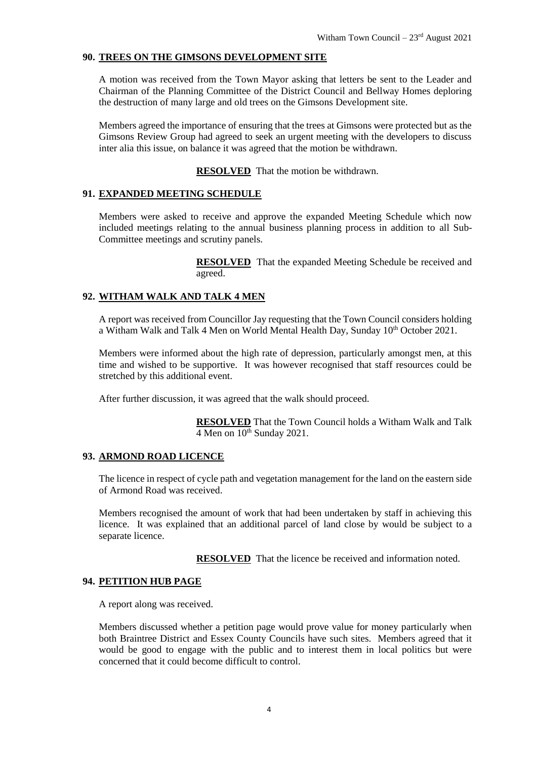## 90. TREES ON THE GIMSONS DEVELOPMENT SITE

A motion was received from the Town Mayor asking that letters be sent to the Leader and Chairman of the Planning Committee of the District Council and Bellway Homes deploring the destruction of many large and old trees on the Gimsons Development site.

Members agreed the importance of ensuring that the trees at Gimsons were protected but as the Gimsons Review Group had agreed to seek an urgent meeting with the developers to discuss inter alia this issue, on balance it was agreed that the motion be withdrawn.

**RESOLVED** That the motion be withdrawn.

## 91. EXPANDED MEETING SCHEDULE

Members were asked to receive and approve the expanded Meeting Schedule which now included meetings relating to the annual business planning process in addition to all Sub-Committee meetings and scrutiny panels.

**RESOLVED** That the expanded Meeting Schedule be received and agreed.

## 92. WITHAM WALK AND TALK 4 MEN

A report was received from Councillor Jay requesting that the Town Council considers holding a Witham Walk and Talk 4 Men on World Mental Health Day, Sunday 10th October 2021.

Members were informed about the high rate of depression, particularly amongst men, at this time and wished to be supportive. It was however recognised that staff resources could be stretched by this additional event.

After further discussion, it was agreed that the walk should proceed.

**RESOLVED** That the Town Council holds a Witham Walk and Talk 4 Men on 10th Sunday 2021.

## 93. ARMOND ROAD LICENCE

The licence in respect of cycle path and vegetation management for the land on the eastern side of Armond Road was received.

Members recognised the amount of work that had been undertaken by staff in achieving this licence. It was explained that an additional parcel of land close by would be subject to a separate licence.

**RESOLVED** That the licence be received and information noted.

## 94. PETITION HUB PAGE

A report along was received.

Members discussed whether a petition page would prove value for money particularly when both Braintree District and Essex County Councils have such sites. Members agreed that it would be good to engage with the public and to interest them in local politics but were concerned that it could become difficult to control.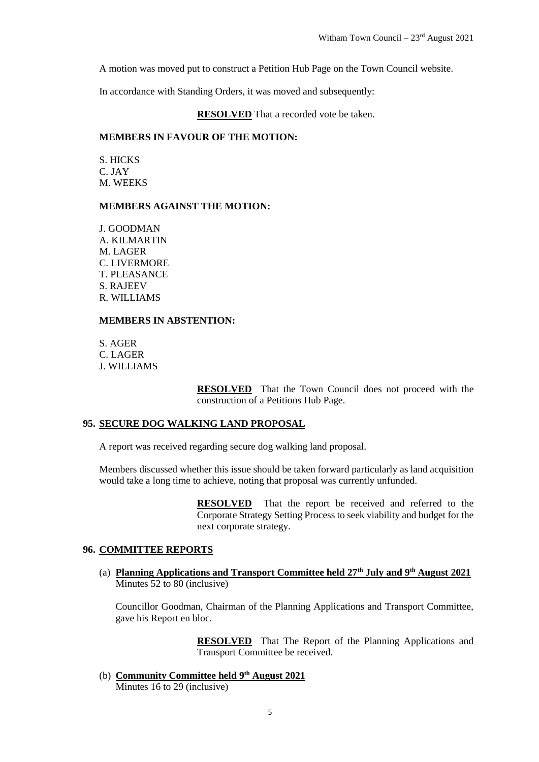A motion was moved put to construct a Petition Hub Page on the Town Council website.

In accordance with Standing Orders, it was moved and subsequently:

**RESOLVED** That a recorded vote be taken.

**MEMBERS IN FAVOUR OF THE MOTION:**

S. HICKS
C. JAY
M. WEEKS

**MEMBERS AGAINST THE MOTION:**

J. GOODMAN
A. KILMARTIN
M. LAGER
C. LIVERMORE
T. PLEASANCE
S. RAJEEV
R. WILLIAMS

**MEMBERS IN ABSTENTION:**

S. AGER
C. LAGER
J. WILLIAMS

**RESOLVED** That the Town Council does not proceed with the construction of a Petitions Hub Page.

## 95. SECURE DOG WALKING LAND PROPOSAL

A report was received regarding secure dog walking land proposal.

Members discussed whether this issue should be taken forward particularly as land acquisition would take a long time to achieve, noting that proposal was currently unfunded.

**RESOLVED** That the report be received and referred to the Corporate Strategy Setting Process to seek viability and budget for the next corporate strategy.

## 96. COMMITTEE REPORTS

(a) **Planning Applications and Transport Committee held 27th July and 9th August 2021**
Minutes 52 to 80 (inclusive)

Councillor Goodman, Chairman of the Planning Applications and Transport Committee, gave his Report en bloc.

**RESOLVED** That The Report of the Planning Applications and Transport Committee be received.

(b) **Community Committee held 9th August 2021**
Minutes 16 to 29 (inclusive)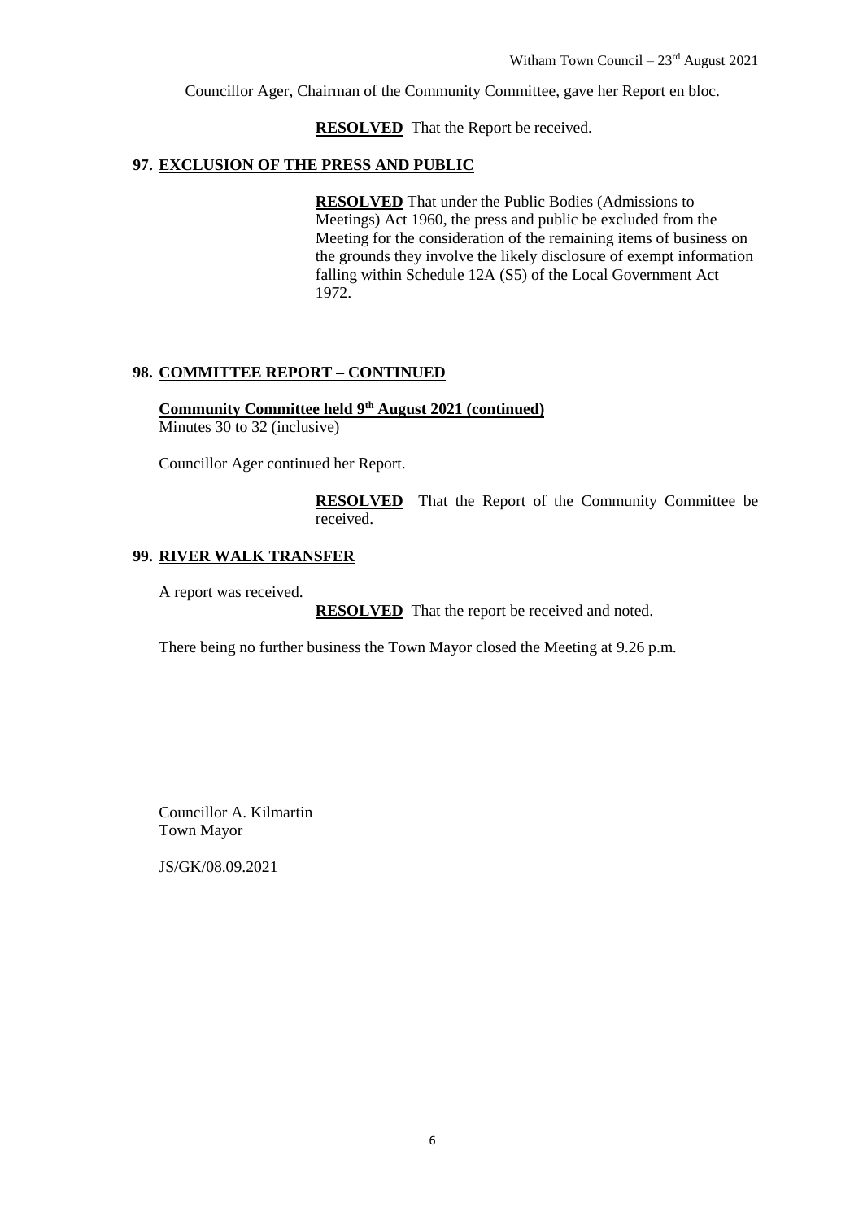Councillor Ager, Chairman of the Community Committee, gave her Report en bloc.

**RESOLVED** That the Report be received.

## 97. EXCLUSION OF THE PRESS AND PUBLIC

**RESOLVED** That under the Public Bodies (Admissions to Meetings) Act 1960, the press and public be excluded from the Meeting for the consideration of the remaining items of business on the grounds they involve the likely disclosure of exempt information falling within Schedule 12A (S5) of the Local Government Act 1972.

## 98. COMMITTEE REPORT – CONTINUED

**Community Committee held 9th August 2021 (continued)**
Minutes 30 to 32 (inclusive)

Councillor Ager continued her Report.

**RESOLVED** That the Report of the Community Committee be received.

## 99. RIVER WALK TRANSFER

A report was received.

**RESOLVED** That the report be received and noted.

There being no further business the Town Mayor closed the Meeting at 9.26 p.m.

Councillor A. Kilmartin
Town Mayor

JS/GK/08.09.2021